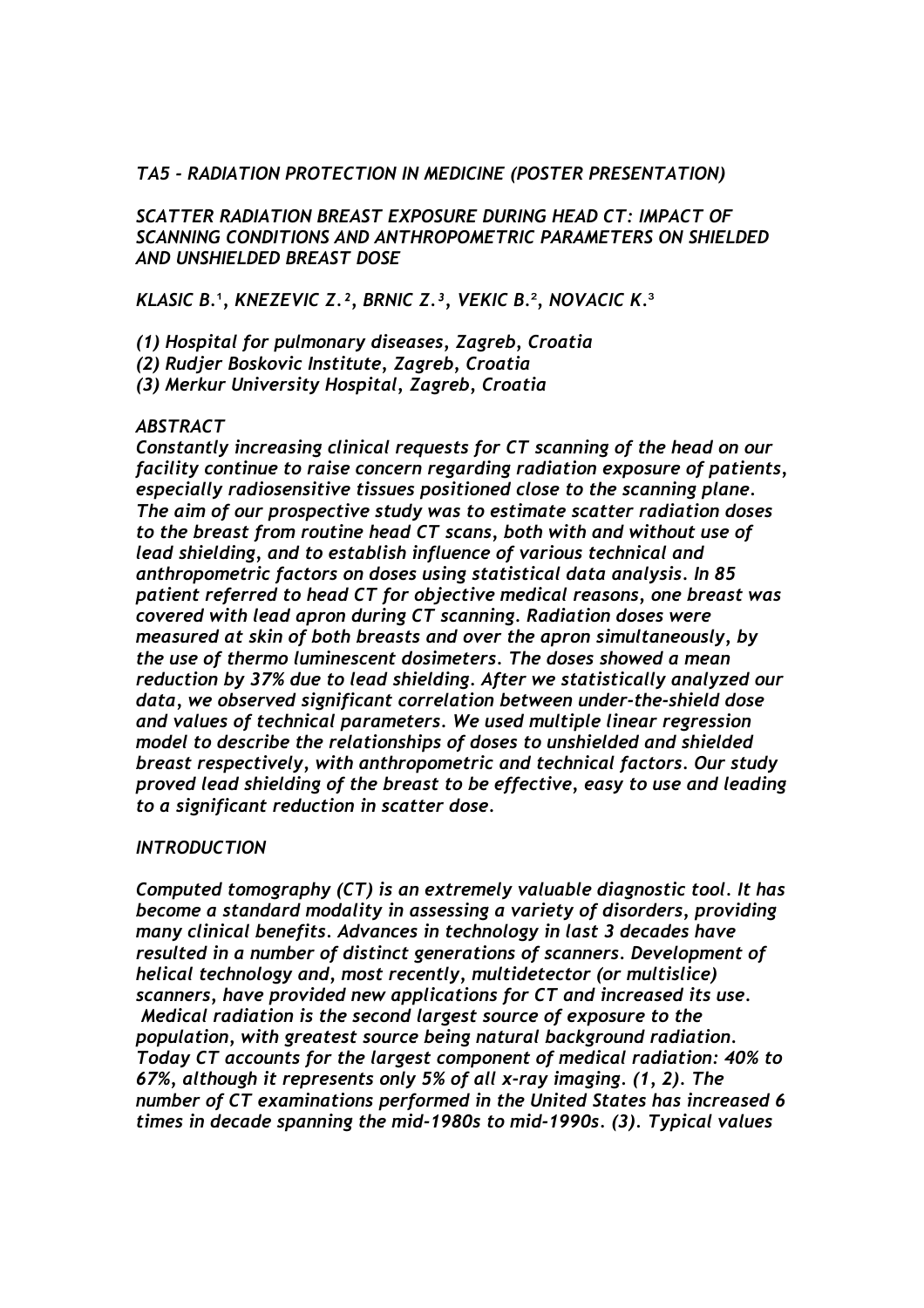*TA5 - RADIATION PROTECTION IN MEDICINE (POSTER PRESENTATION)*

# *SCATTER RADIATION BREAST EXPOSURE DURING HEAD CT: IMPACT OF SCANNING CONDITIONS AND ANTHROPOMETRIC PARAMETERS ON SHIELDED AND UNSHIELDED BREAST DOSE*

*KLASIC B.[1], KNEZEVIC Z.[2], BRNIC Z.[3], VEKIC B.[2], NOVACIC K.[3]*

*(1) Hospital for pulmonary diseases, Zagreb, Croatia*
*(2) Rudjer Boskovic Institute, Zagreb, Croatia*
*(3) Merkur University Hospital, Zagreb, Croatia*

## *ABSTRACT*

*Constantly increasing clinical requests for CT scanning of the head on our facility continue to raise concern regarding radiation exposure of patients, especially radiosensitive tissues positioned close to the scanning plane. The aim of our prospective study was to estimate scatter radiation doses to the breast from routine head CT scans, both with and without use of lead shielding, and to establish influence of various technical and anthropometric factors on doses using statistical data analysis. In 85 patient referred to head CT for objective medical reasons, one breast was covered with lead apron during CT scanning. Radiation doses were measured at skin of both breasts and over the apron simultaneously, by the use of thermo luminescent dosimeters. The doses showed a mean reduction by 37% due to lead shielding. After we statistically analyzed our data, we observed significant correlation between under-the-shield dose and values of technical parameters. We used multiple linear regression model to describe the relationships of doses to unshielded and shielded breast respectively, with anthropometric and technical factors. Our study proved lead shielding of the breast to be effective, easy to use and leading to a significant reduction in scatter dose.*

## *INTRODUCTION*

*Computed tomography (CT) is an extremely valuable diagnostic tool. It has become a standard modality in assessing a variety of disorders, providing many clinical benefits. Advances in technology in last 3 decades have resulted in a number of distinct generations of scanners. Development of helical technology and, most recently, multidetector (or multislice) scanners, have provided new applications for CT and increased its use. Medical radiation is the second largest source of exposure to the population, with greatest source being natural background radiation. Today CT accounts for the largest component of medical radiation: 40% to 67%, although it represents only 5% of all x-ray imaging. (1, 2). The number of CT examinations performed in the United States has increased 6 times in decade spanning the mid-1980s to mid-1990s. (3). Typical values*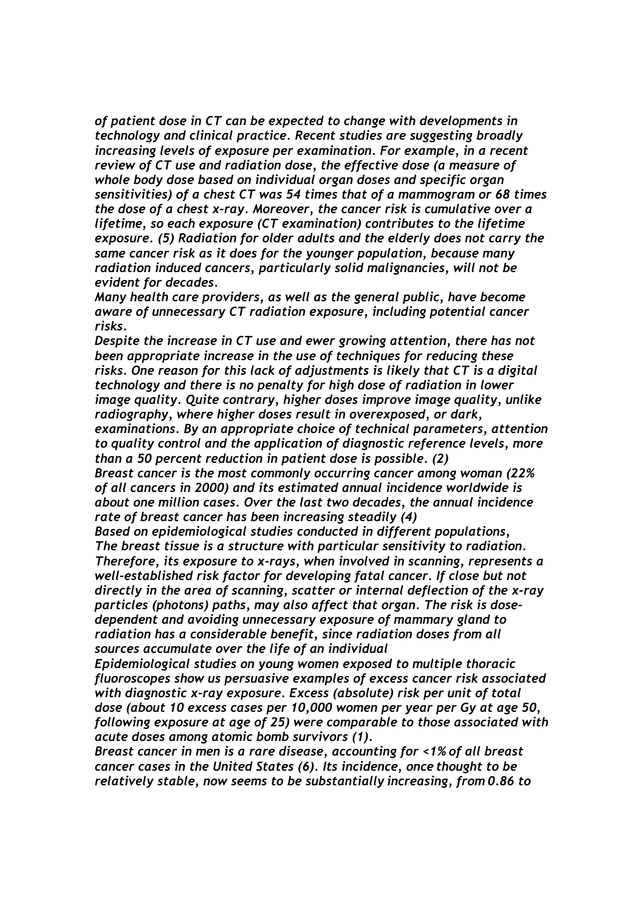*of patient dose in CT can be expected to change with developments in technology and clinical practice. Recent studies are suggesting broadly increasing levels of exposure per examination. For example, in a recent review of CT use and radiation dose, the effective dose (a measure of whole body dose based on individual organ doses and specific organ sensitivities) of a chest CT was 54 times that of a mammogram or 68 times the dose of a chest x-ray. Moreover, the cancer risk is cumulative over a lifetime, so each exposure (CT examination) contributes to the lifetime exposure. (5) Radiation for older adults and the elderly does not carry the same cancer risk as it does for the younger population, because many radiation induced cancers, particularly solid malignancies, will not be evident for decades.*

*Many health care providers, as well as the general public, have become aware of unnecessary CT radiation exposure, including potential cancer risks.*

*Despite the increase in CT use and ewer growing attention, there has not been appropriate increase in the use of techniques for reducing these risks. One reason for this lack of adjustments is likely that CT is a digital technology and there is no penalty for high dose of radiation in lower image quality. Quite contrary, higher doses improve image quality, unlike radiography, where higher doses result in overexposed, or dark, examinations. By an appropriate choice of technical parameters, attention to quality control and the application of diagnostic reference levels, more than a 50 percent reduction in patient dose is possible. (2)*

*Breast cancer is the most commonly occurring cancer among woman (22% of all cancers in 2000) and its estimated annual incidence worldwide is about one million cases. Over the last two decades, the annual incidence rate of breast cancer has been increasing steadily (4)*

*Based on epidemiological studies conducted in different populations, The breast tissue is a structure with particular sensitivity to radiation. Therefore, its exposure to x-rays, when involved in scanning, represents a well-established risk factor for developing fatal cancer. If close but not directly in the area of scanning, scatter or internal deflection of the x-ray particles (photons) paths, may also affect that organ. The risk is dose-dependent and avoiding unnecessary exposure of mammary gland to radiation has a considerable benefit, since radiation doses from all sources accumulate over the life of an individual*

*Epidemiological studies on young women exposed to multiple thoracic fluoroscopes show us persuasive examples of excess cancer risk associated with diagnostic x-ray exposure. Excess (absolute) risk per unit of total dose (about 10 excess cases per 10,000 women per year per Gy at age 50, following exposure at age of 25) were comparable to those associated with acute doses among atomic bomb survivors (1).*

*Breast cancer in men is a rare disease, accounting for <1% of all breast cancer cases in the United States (6). Its incidence, once thought to be relatively stable, now seems to be substantially increasing, from 0.86 to*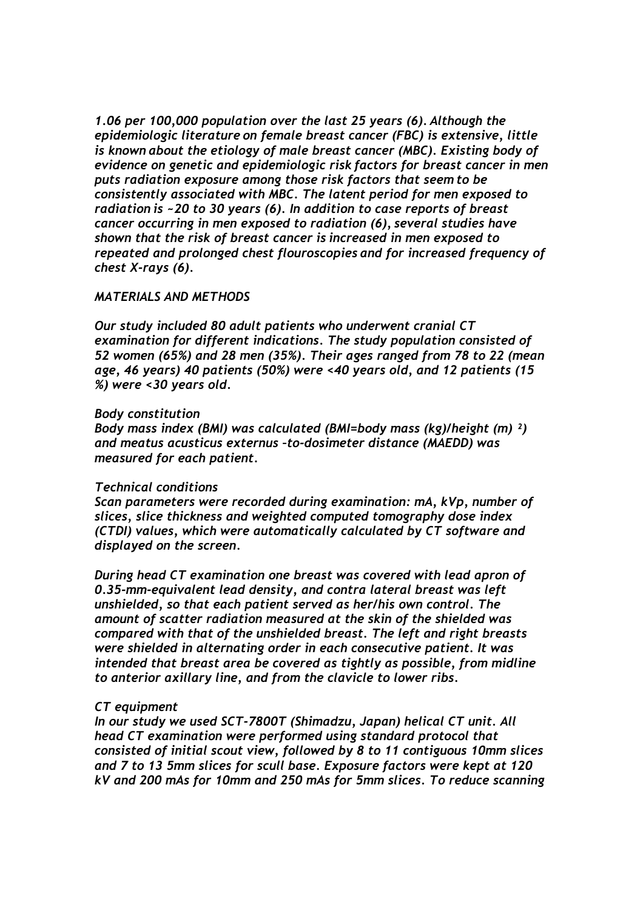*1.06 per 100,000 population over the last 25 years (6). Although the epidemiologic literature on female breast cancer (FBC) is extensive, little is known about the etiology of male breast cancer (MBC). Existing body of evidence on genetic and epidemiologic risk factors for breast cancer in men puts radiation exposure among those risk factors that seem to be consistently associated with MBC. The latent period for men exposed to radiation is ~20 to 30 years (6). In addition to case reports of breast cancer occurring in men exposed to radiation (6), several studies have shown that the risk of breast cancer is increased in men exposed to repeated and prolonged chest flouroscopies and for increased frequency of chest X-rays (6).*

## *MATERIALS AND METHODS*

*Our study included 80 adult patients who underwent cranial CT examination for different indications. The study population consisted of 52 women (65%) and 28 men (35%). Their ages ranged from 78 to 22 (mean age, 46 years) 40 patients (50%) were <40 years old, and 12 patients (15 %) were <30 years old.*

### *Body constitution*

*Body mass index (BMI) was calculated (BMI=body mass (kg)/height (m) $^2$) and meatus acusticus externus –to-dosimeter distance (MAEDD) was measured for each patient.*

### *Technical conditions*

*Scan parameters were recorded during examination: mA, kVp, number of slices, slice thickness and weighted computed tomography dose index (CTDI) values, which were automatically calculated by CT software and displayed on the screen.*

*During head CT examination one breast was covered with lead apron of 0.35-mm-equivalent lead density, and contra lateral breast was left unshielded, so that each patient served as her/his own control. The amount of scatter radiation measured at the skin of the shielded was compared with that of the unshielded breast. The left and right breasts were shielded in alternating order in each consecutive patient. It was intended that breast area be covered as tightly as possible, from midline to anterior axillary line, and from the clavicle to lower ribs.*

### *CT equipment*

*In our study we used SCT-7800T (Shimadzu, Japan) helical CT unit. All head CT examination were performed using standard protocol that consisted of initial scout view, followed by 8 to 11 contiguous 10mm slices and 7 to 13 5mm slices for scull base. Exposure factors were kept at 120 kV and 200 mAs for 10mm and 250 mAs for 5mm slices. To reduce scanning*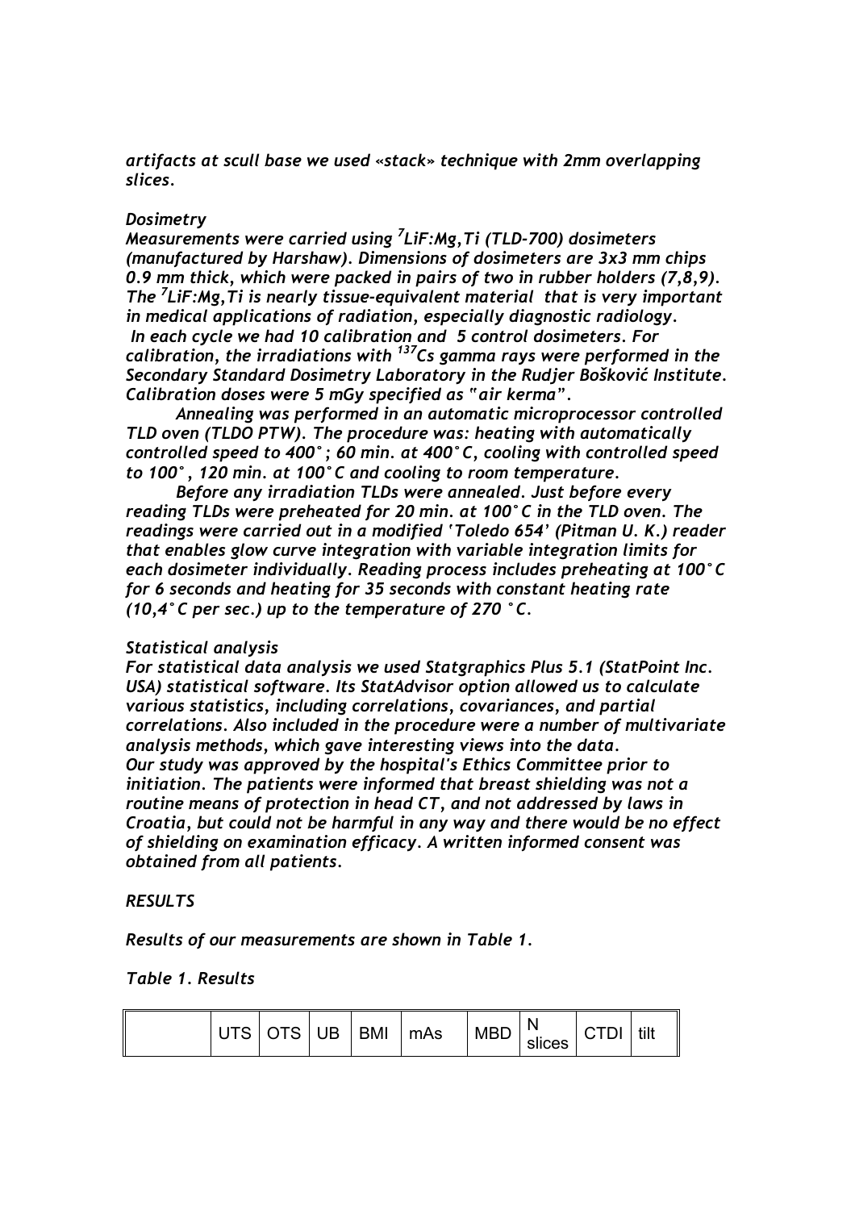*artifacts at scull base we used «stack» technique with 2mm overlapping slices.*

*Dosimetry*

*Measurements were carried using $^{7}$LiF:Mg,Ti (TLD-700) dosimeters (manufactured by Harshaw). Dimensions of dosimeters are 3x3 mm chips 0.9 mm thick, which were packed in pairs of two in rubber holders (7,8,9). The $^{7}$LiF:Mg,Ti is nearly tissue-equivalent material that is very important in medical applications of radiation, especially diagnostic radiology.*

*In each cycle we had 10 calibration and 5 control dosimeters. For calibration, the irradiations with $^{137}$Cs gamma rays were performed in the Secondary Standard Dosimetry Laboratory in the Rudjer Bošković Institute. Calibration doses were 5 mGy specified as "air kerma".*

*Annealing was performed in an automatic microprocessor controlled TLD oven (TLDO PTW). The procedure was: heating with automatically controlled speed to 400°; 60 min. at 400°C, cooling with controlled speed to 100°, 120 min. at 100°C and cooling to room temperature.*

*Before any irradiation TLDs were annealed. Just before every reading TLDs were preheated for 20 min. at 100°C in the TLD oven. The readings were carried out in a modified 'Toledo 654' (Pitman U. K.) reader that enables glow curve integration with variable integration limits for each dosimeter individually. Reading process includes preheating at 100°C for 6 seconds and heating for 35 seconds with constant heating rate (10,4°C per sec.) up to the temperature of 270 °C.*

*Statistical analysis*

*For statistical data analysis we used Statgraphics Plus 5.1 (StatPoint Inc. USA) statistical software. Its StatAdvisor option allowed us to calculate various statistics, including correlations, covariances, and partial correlations. Also included in the procedure were a number of multivariate analysis methods, which gave interesting views into the data.*

*Our study was approved by the hospital's Ethics Committee prior to initiation. The patients were informed that breast shielding was not a routine means of protection in head CT, and not addressed by laws in Croatia, but could not be harmful in any way and there would be no effect of shielding on examination efficacy. A written informed consent was obtained from all patients.*

*RESULTS*

*Results of our measurements are shown in Table 1.*

*Table 1. Results*

| | UTS | OTS | UB | BMI | mAs | MBD | N slices | CTDI | tilt |
|---|---|---|---|---|---|---|---|---|---|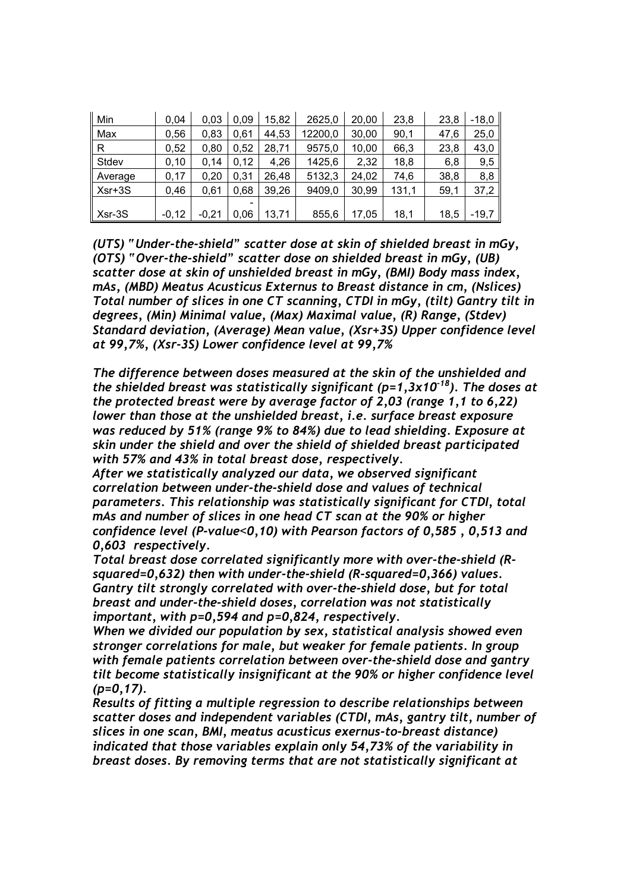| | | | | | | | | | |
|---|---|---|---|---|---|---|---|---|---|
| Min | 0,04 | 0,03 | 0,09 | 15,82 | 2625,0 | 20,00 | 23,8 | 23,8 | -18,0 |
| Max | 0,56 | 0,83 | 0,61 | 44,53 | 12200,0 | 30,00 | 90,1 | 47,6 | 25,0 |
| R | 0,52 | 0,80 | 0,52 | 28,71 | 9575,0 | 10,00 | 66,3 | 23,8 | 43,0 |
| Stdev | 0,10 | 0,14 | 0,12 | 4,26 | 1425,6 | 2,32 | 18,8 | 6,8 | 9,5 |
| Average | 0,17 | 0,20 | 0,31 | 26,48 | 5132,3 | 24,02 | 74,6 | 38,8 | 8,8 |
| Xsr+3S | 0,46 | 0,61 | 0,68 | 39,26 | 9409,0 | 30,99 | 131,1 | 59,1 | 37,2 |
| Xsr-3S | -0,12 | -0,21 | -0,06 | 13,71 | 855,6 | 17,05 | 18,1 | 18,5 | -19,7 |

*(UTS) "Under-the-shield" scatter dose at skin of shielded breast in mGy, (OTS) "Over-the-shield" scatter dose on shielded breast in mGy, (UB) scatter dose at skin of unshielded breast in mGy, (BMI) Body mass index, mAs, (MBD) Meatus Acusticus Externus to Breast distance in cm, (Nslices) Total number of slices in one CT scanning, CTDI in mGy, (tilt) Gantry tilt in degrees, (Min) Minimal value, (Max) Maximal value, (R) Range, (Stdev) Standard deviation, (Average) Mean value, (Xsr+3S) Upper confidence level at 99,7%, (Xsr-3S) Lower confidence level at 99,7%*

*The difference between doses measured at the skin of the unshielded and the shielded breast was statistically significant ($p=1,3x10^{-18}$). The doses at the protected breast were by average factor of 2,03 (range 1,1 to 6,22) lower than those at the unshielded breast, i.e. surface breast exposure was reduced by 51% (range 9% to 84%) due to lead shielding. Exposure at skin under the shield and over the shield of shielded breast participated with 57% and 43% in total breast dose, respectively.*

*After we statistically analyzed our data, we observed significant correlation between under-the-shield dose and values of technical parameters. This relationship was statistically significant for CTDI, total mAs and number of slices in one head CT scan at the 90% or higher confidence level (P-value<0,10) with Pearson factors of 0,585 , 0,513 and 0,603 respectively.*

*Total breast dose correlated significantly more with over-the-shield (R-squared=0,632) then with under-the-shield (R-squared=0,366) values. Gantry tilt strongly correlated with over-the-shield dose, but for total breast and under-the-shield doses, correlation was not statistically important, with p=0,594 and p=0,824, respectively.*

*When we divided our population by sex, statistical analysis showed even stronger correlations for male, but weaker for female patients. In group with female patients correlation between over-the-shield dose and gantry tilt become statistically insignificant at the 90% or higher confidence level (p=0,17).*

*Results of fitting a multiple regression to describe relationships between scatter doses and independent variables (CTDI, mAs, gantry tilt, number of slices in one scan, BMI, meatus acusticus exernus-to-breast distance) indicated that those variables explain only 54,73% of the variability in breast doses. By removing terms that are not statistically significant at*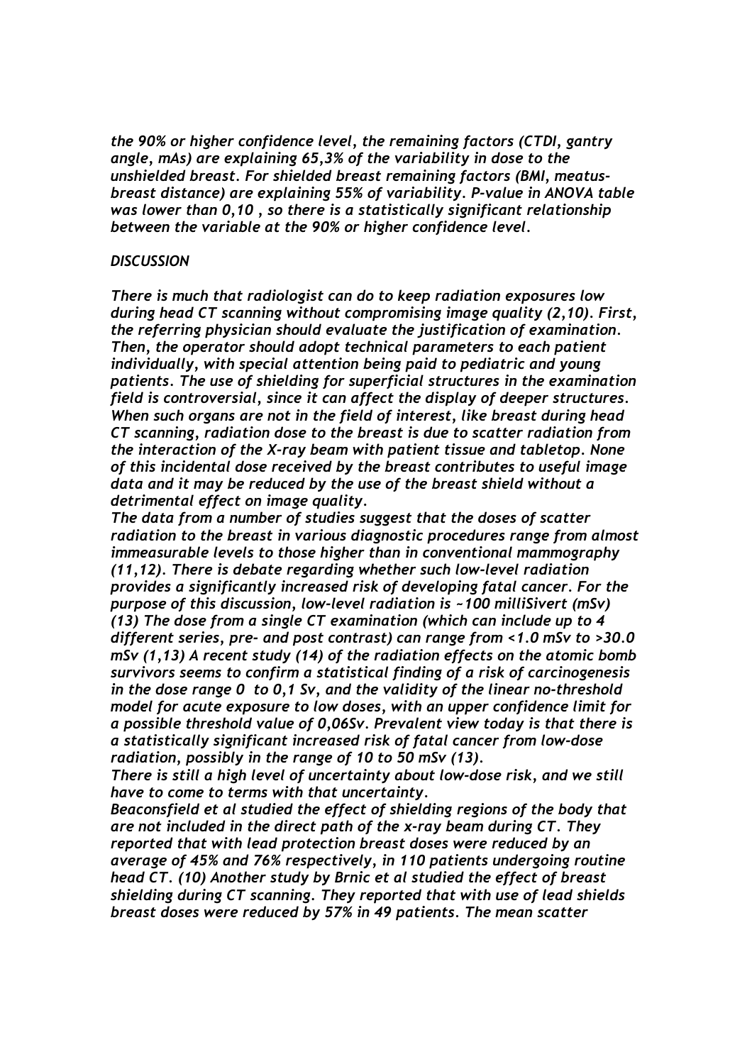*the 90% or higher confidence level, the remaining factors (CTDI, gantry angle, mAs) are explaining 65,3% of the variability in dose to the unshielded breast. For shielded breast remaining factors (BMI, meatus-breast distance) are explaining 55% of variability. P-value in ANOVA table was lower than 0,10 , so there is a statistically significant relationship between the variable at the 90% or higher confidence level.*

## *DISCUSSION*

*There is much that radiologist can do to keep radiation exposures low during head CT scanning without compromising image quality (2,10). First, the referring physician should evaluate the justification of examination. Then, the operator should adopt technical parameters to each patient individually, with special attention being paid to pediatric and young patients. The use of shielding for superficial structures in the examination field is controversial, since it can affect the display of deeper structures. When such organs are not in the field of interest, like breast during head CT scanning, radiation dose to the breast is due to scatter radiation from the interaction of the X-ray beam with patient tissue and tabletop. None of this incidental dose received by the breast contributes to useful image data and it may be reduced by the use of the breast shield without a detrimental effect on image quality.*

*The data from a number of studies suggest that the doses of scatter radiation to the breast in various diagnostic procedures range from almost immeasurable levels to those higher than in conventional mammography (11,12). There is debate regarding whether such low-level radiation provides a significantly increased risk of developing fatal cancer. For the purpose of this discussion, low-level radiation is ~100 milliSivert (mSv) (13) The dose from a single CT examination (which can include up to 4 different series, pre- and post contrast) can range from <1.0 mSv to >30.0 mSv (1,13) A recent study (14) of the radiation effects on the atomic bomb survivors seems to confirm a statistical finding of a risk of carcinogenesis in the dose range 0 to 0,1 Sv, and the validity of the linear no-threshold model for acute exposure to low doses, with an upper confidence limit for a possible threshold value of 0,06Sv. Prevalent view today is that there is a statistically significant increased risk of fatal cancer from low-dose radiation, possibly in the range of 10 to 50 mSv (13).*

*There is still a high level of uncertainty about low-dose risk, and we still have to come to terms with that uncertainty.*

*Beaconsfield et al studied the effect of shielding regions of the body that are not included in the direct path of the x-ray beam during CT. They reported that with lead protection breast doses were reduced by an average of 45% and 76% respectively, in 110 patients undergoing routine head CT. (10) Another study by Brnic et al studied the effect of breast shielding during CT scanning. They reported that with use of lead shields breast doses were reduced by 57% in 49 patients. The mean scatter*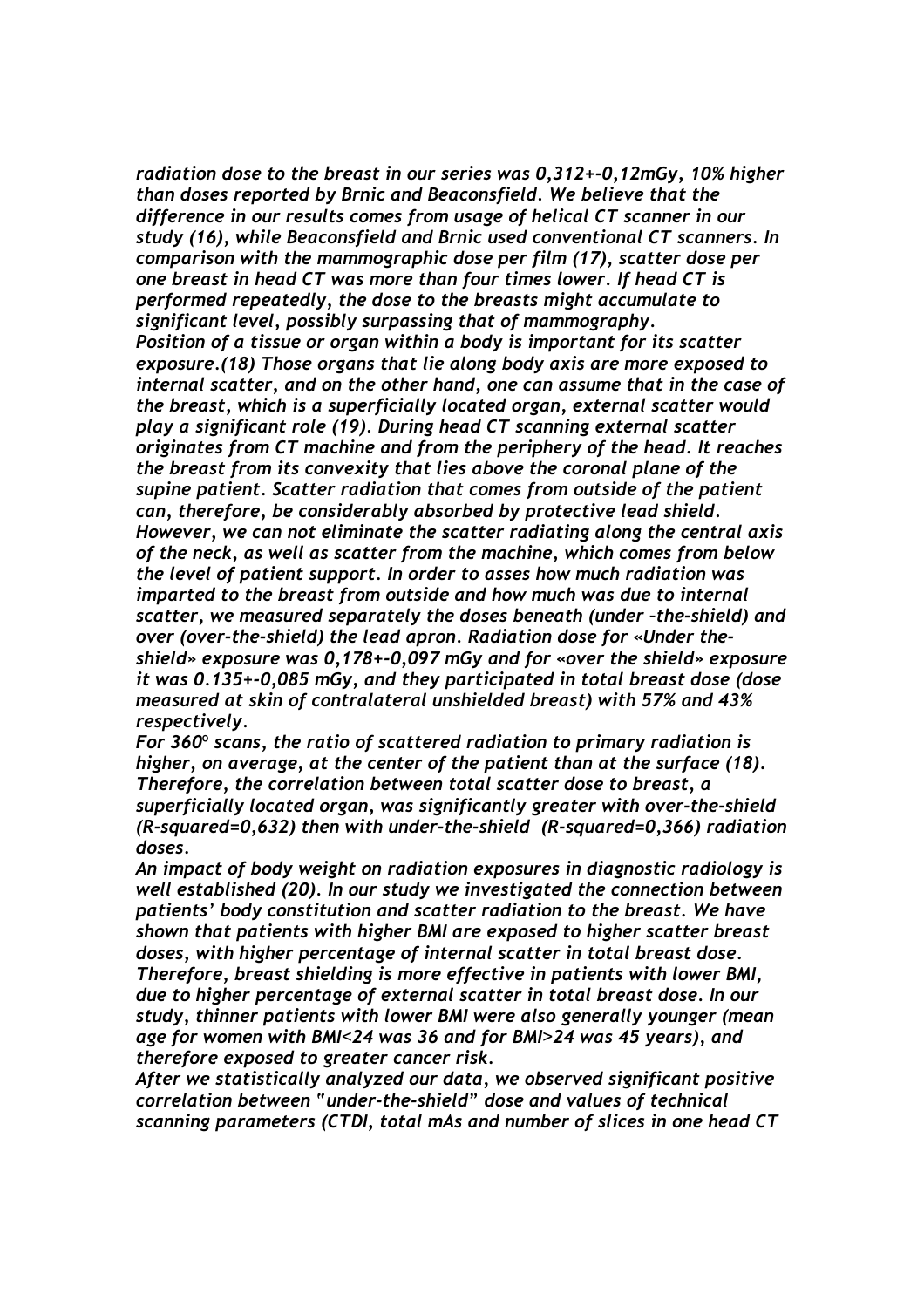*radiation dose to the breast in our series was 0,312+-0,12mGy, 10% higher than doses reported by Brnic and Beaconsfield. We believe that the difference in our results comes from usage of helical CT scanner in our study (16), while Beaconsfield and Brnic used conventional CT scanners. In comparison with the mammographic dose per film (17), scatter dose per one breast in head CT was more than four times lower. If head CT is performed repeatedly, the dose to the breasts might accumulate to significant level, possibly surpassing that of mammography.*

*Position of a tissue or organ within a body is important for its scatter exposure.(18) Those organs that lie along body axis are more exposed to internal scatter, and on the other hand, one can assume that in the case of the breast, which is a superficially located organ, external scatter would play a significant role (19). During head CT scanning external scatter originates from CT machine and from the periphery of the head. It reaches the breast from its convexity that lies above the coronal plane of the supine patient. Scatter radiation that comes from outside of the patient can, therefore, be considerably absorbed by protective lead shield. However, we can not eliminate the scatter radiating along the central axis of the neck, as well as scatter from the machine, which comes from below the level of patient support. In order to asses how much radiation was imparted to the breast from outside and how much was due to internal scatter, we measured separately the doses beneath (under –the-shield) and over (over-the-shield) the lead apron. Radiation dose for «Under the-shield» exposure was 0,178+-0,097 mGy and for «over the shield» exposure it was 0.135+-0,085 mGy, and they participated in total breast dose (dose measured at skin of contralateral unshielded breast) with 57% and 43% respectively.*

*For 360º scans, the ratio of scattered radiation to primary radiation is higher, on average, at the center of the patient than at the surface (18). Therefore, the correlation between total scatter dose to breast, a superficially located organ, was significantly greater with over-the-shield (R-squared=0,632) then with under-the-shield (R-squared=0,366) radiation doses.*

*An impact of body weight on radiation exposures in diagnostic radiology is well established (20). In our study we investigated the connection between patients' body constitution and scatter radiation to the breast. We have shown that patients with higher BMI are exposed to higher scatter breast doses, with higher percentage of internal scatter in total breast dose. Therefore, breast shielding is more effective in patients with lower BMI, due to higher percentage of external scatter in total breast dose. In our study, thinner patients with lower BMI were also generally younger (mean age for women with BMI<24 was 36 and for BMI>24 was 45 years), and therefore exposed to greater cancer risk.*

*After we statistically analyzed our data, we observed significant positive correlation between "under-the-shield" dose and values of technical scanning parameters (CTDI, total mAs and number of slices in one head CT*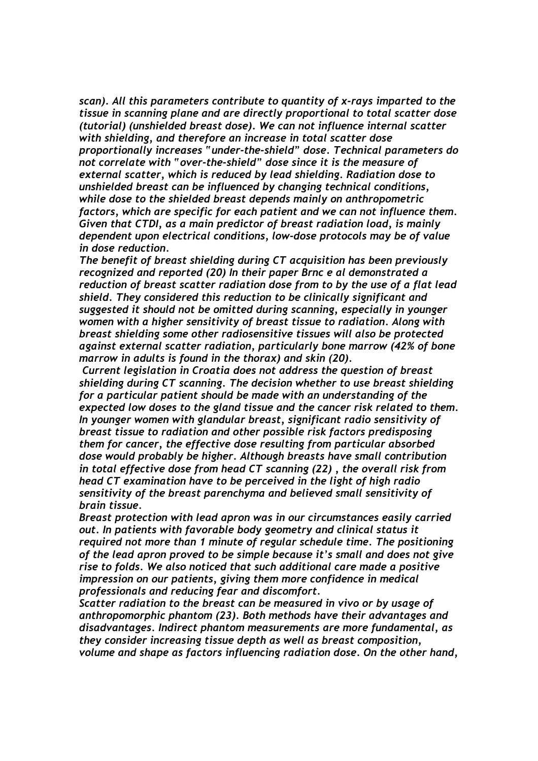*scan). All this parameters contribute to quantity of x-rays imparted to the tissue in scanning plane and are directly proportional to total scatter dose (tutorial) (unshielded breast dose). We can not influence internal scatter with shielding, and therefore an increase in total scatter dose proportionally increases "under-the-shield" dose. Technical parameters do not correlate with "over-the-shield" dose since it is the measure of external scatter, which is reduced by lead shielding. Radiation dose to unshielded breast can be influenced by changing technical conditions, while dose to the shielded breast depends mainly on anthropometric factors, which are specific for each patient and we can not influence them. Given that CTDI, as a main predictor of breast radiation load, is mainly dependent upon electrical conditions, low-dose protocols may be of value in dose reduction.*

*The benefit of breast shielding during CT acquisition has been previously recognized and reported (20) In their paper Brnc e al demonstrated a reduction of breast scatter radiation dose from to by the use of a flat lead shield. They considered this reduction to be clinically significant and suggested it should not be omitted during scanning, especially in younger women with a higher sensitivity of breast tissue to radiation. Along with breast shielding some other radiosensitive tissues will also be protected against external scatter radiation, particularly bone marrow (42% of bone marrow in adults is found in the thorax) and skin (20).*

*Current legislation in Croatia does not address the question of breast shielding during CT scanning. The decision whether to use breast shielding for a particular patient should be made with an understanding of the expected low doses to the gland tissue and the cancer risk related to them. In younger women with glandular breast, significant radio sensitivity of breast tissue to radiation and other possible risk factors predisposing them for cancer, the effective dose resulting from particular absorbed dose would probably be higher. Although breasts have small contribution in total effective dose from head CT scanning (22) , the overall risk from head CT examination have to be perceived in the light of high radio sensitivity of the breast parenchyma and believed small sensitivity of brain tissue.*

*Breast protection with lead apron was in our circumstances easily carried out. In patients with favorable body geometry and clinical status it required not more than 1 minute of regular schedule time. The positioning of the lead apron proved to be simple because it's small and does not give rise to folds. We also noticed that such additional care made a positive impression on our patients, giving them more confidence in medical professionals and reducing fear and discomfort.*

*Scatter radiation to the breast can be measured in vivo or by usage of anthropomorphic phantom (23). Both methods have their advantages and disadvantages. Indirect phantom measurements are more fundamental, as they consider increasing tissue depth as well as breast composition, volume and shape as factors influencing radiation dose. On the other hand,*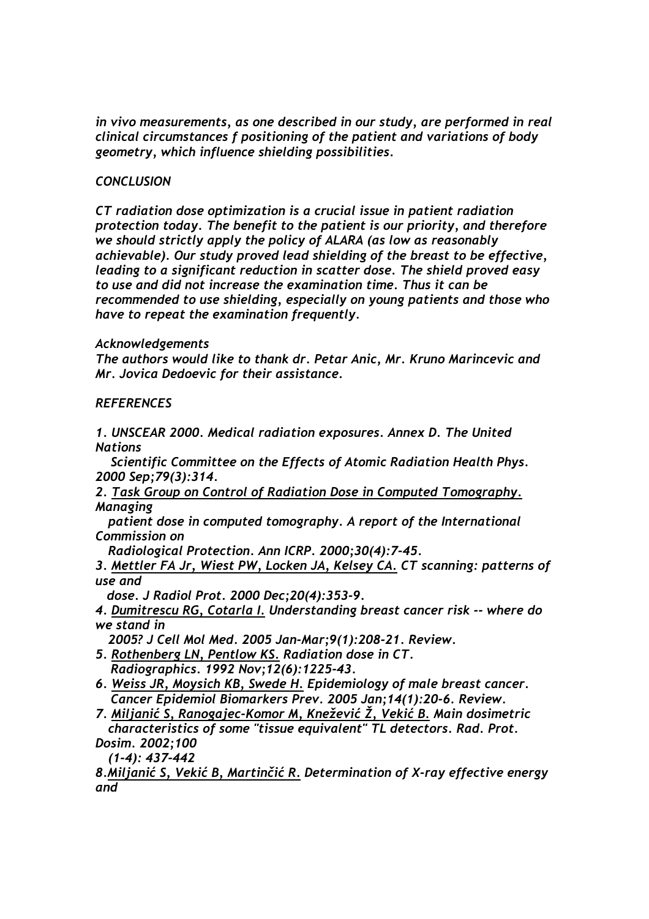*in vivo measurements, as one described in our study, are performed in real clinical circumstances f positioning of the patient and variations of body geometry, which influence shielding possibilities.*

## *CONCLUSION*

*CT radiation dose optimization is a crucial issue in patient radiation protection today. The benefit to the patient is our priority, and therefore we should strictly apply the policy of ALARA (as low as reasonably achievable). Our study proved lead shielding of the breast to be effective, leading to a significant reduction in scatter dose. The shield proved easy to use and did not increase the examination time. Thus it can be recommended to use shielding, especially on young patients and those who have to repeat the examination frequently.*

*Acknowledgements*
*The authors would like to thank dr. Petar Anic, Mr. Kruno Marincevic and Mr. Jovica Dedoevic for their assistance.*

## *REFERENCES*

1. *UNSCEAR 2000. Medical radiation exposures. Annex D. The United Nations Scientific Committee on the Effects of Atomic Radiation Health Phys. 2000 Sep;79(3):314.*
2. *Task Group on Control of Radiation Dose in Computed Tomography. Managing patient dose in computed tomography. A report of the International Commission on Radiological Protection. Ann ICRP. 2000;30(4):7-45.*
3. *Mettler FA Jr, Wiest PW, Locken JA, Kelsey CA. CT scanning: patterns of use and dose. J Radiol Prot. 2000 Dec;20(4):353-9.*
4. *Dumitrescu RG, Cotarla I. Understanding breast cancer risk -- where do we stand in 2005? J Cell Mol Med. 2005 Jan-Mar;9(1):208-21. Review.*
5. *Rothenberg LN, Pentlow KS. Radiation dose in CT. Radiographics. 1992 Nov;12(6):1225-43.*
6. *Weiss JR, Moysich KB, Swede H. Epidemiology of male breast cancer. Cancer Epidemiol Biomarkers Prev. 2005 Jan;14(1):20-6. Review.*
7. *Miljanić S, Ranogajec-Komor M, Knežević Ž, Vekić B. Main dosimetric characteristics of some "tissue equivalent" TL detectors. Rad. Prot. Dosim. 2002;100 (1-4): 437-442*
8. *Miljanić S, Vekić B, Martinčić R. Determination of X-ray effective energy and*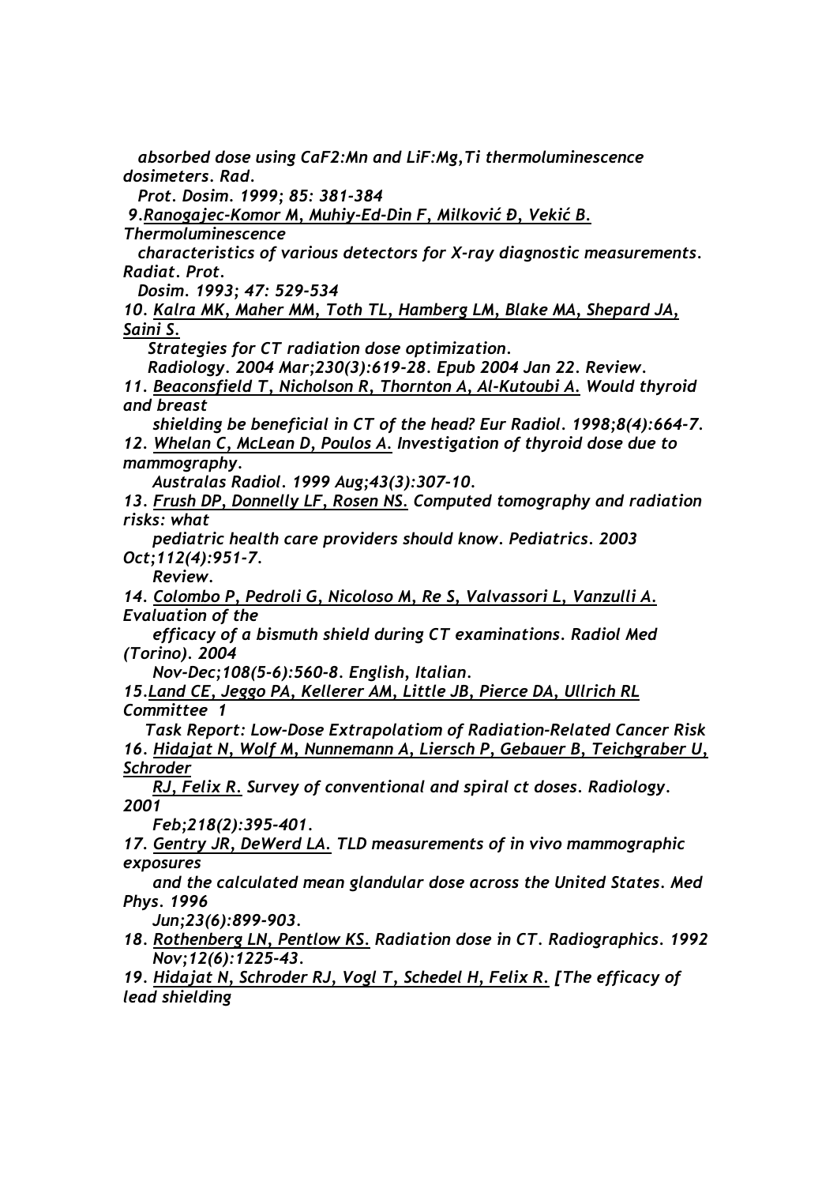*absorbed dose using $CaF_2$:Mn and LiF:Mg,Ti thermoluminescence dosimeters. Rad. Prot. Dosim. 1999; 85: 381-384*

*9. Ranogajec-Komor M, Muhiy-Ed-Din F, Milković Đ, Vekić B. Thermoluminescence characteristics of various detectors for X-ray diagnostic measurements. Radiat. Prot. Dosim. 1993; 47: 529-534*

*10. Kalra MK, Maher MM, Toth TL, Hamberg LM, Blake MA, Shepard JA, Saini S. Strategies for CT radiation dose optimization. Radiology. 2004 Mar;230(3):619-28. Epub 2004 Jan 22. Review.*

*11. Beaconsfield T, Nicholson R, Thornton A, Al-Kutoubi A. Would thyroid and breast shielding be beneficial in CT of the head? Eur Radiol. 1998;8(4):664-7.*

*12. Whelan C, McLean D, Poulos A. Investigation of thyroid dose due to mammography. Australas Radiol. 1999 Aug;43(3):307-10.*

*13. Frush DP, Donnelly LF, Rosen NS. Computed tomography and radiation risks: what pediatric health care providers should know. Pediatrics. 2003 Oct;112(4):951-7. Review.*

*14. Colombo P, Pedroli G, Nicoloso M, Re S, Valvassori L, Vanzulli A. Evaluation of the efficacy of a bismuth shield during CT examinations. Radiol Med (Torino). 2004 Nov-Dec;108(5-6):560-8. English, Italian.*

*15. Land CE, Jeggo PA, Kellerer AM, Little JB, Pierce DA, Ullrich RL Committee 1 Task Report: Low-Dose Extrapolatiom of Radiation-Related Cancer Risk*

*16. Hidajat N, Wolf M, Nunnemann A, Liersch P, Gebauer B, Teichgraber U, Schroder RJ, Felix R. Survey of conventional and spiral ct doses. Radiology. 2001 Feb;218(2):395-401.*

*17. Gentry JR, DeWerd LA. TLD measurements of in vivo mammographic exposures and the calculated mean glandular dose across the United States. Med Phys. 1996 Jun;23(6):899-903.*

*18. Rothenberg LN, Pentlow KS. Radiation dose in CT. Radiographics. 1992 Nov;12(6):1225-43.*

*19. Hidajat N, Schroder RJ, Vogl T, Schedel H, Felix R. [The efficacy of lead shielding*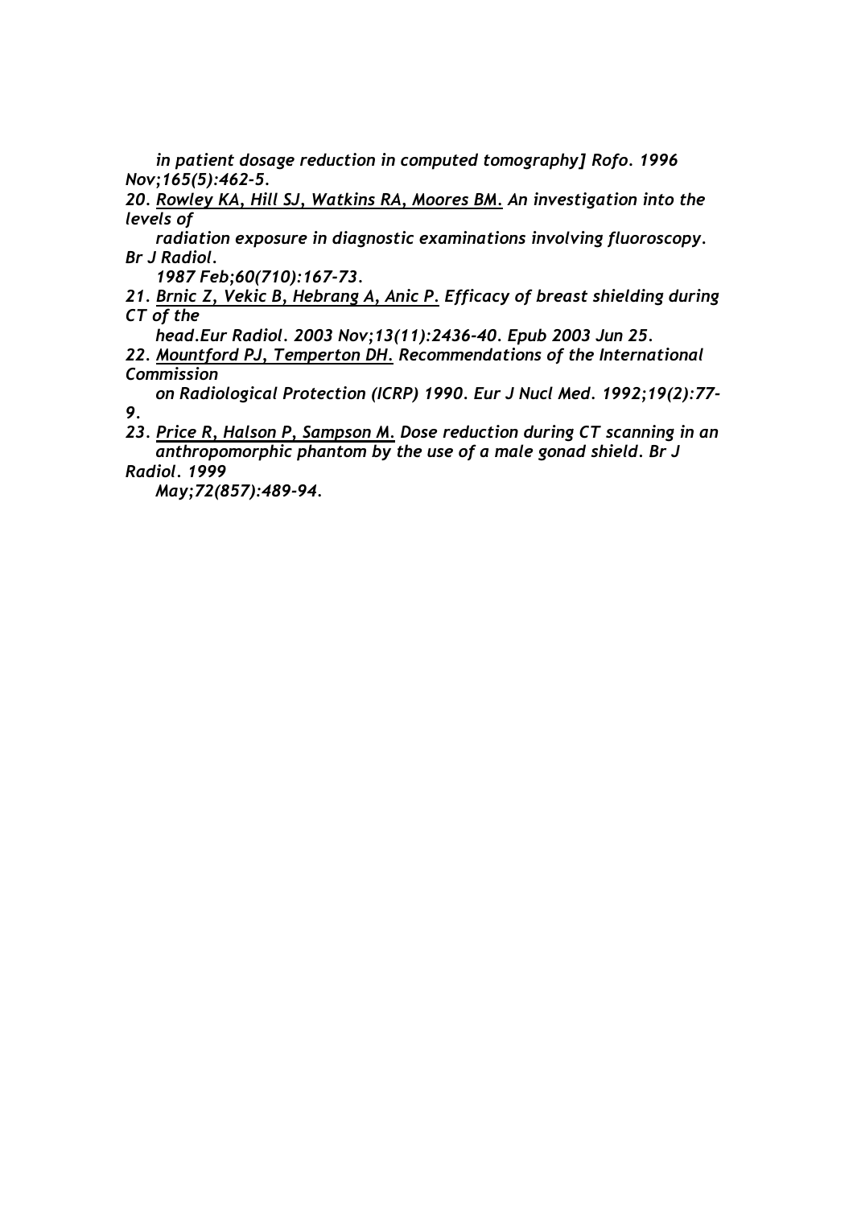*in patient dosage reduction in computed tomography] Rofo. 1996 Nov;165(5):462-5.*

*20. Rowley KA, Hill SJ, Watkins RA, Moores BM. An investigation into the levels of radiation exposure in diagnostic examinations involving fluoroscopy. Br J Radiol. 1987 Feb;60(710):167-73.*

*21. Brnic Z, Vekic B, Hebrang A, Anic P. Efficacy of breast shielding during CT of the head.Eur Radiol. 2003 Nov;13(11):2436-40. Epub 2003 Jun 25.*

*22. Mountford PJ, Temperton DH. Recommendations of the International Commission on Radiological Protection (ICRP) 1990. Eur J Nucl Med. 1992;19(2):77-9.*

*23. Price R, Halson P, Sampson M. Dose reduction during CT scanning in an anthropomorphic phantom by the use of a male gonad shield. Br J Radiol. 1999 May;72(857):489-94.*